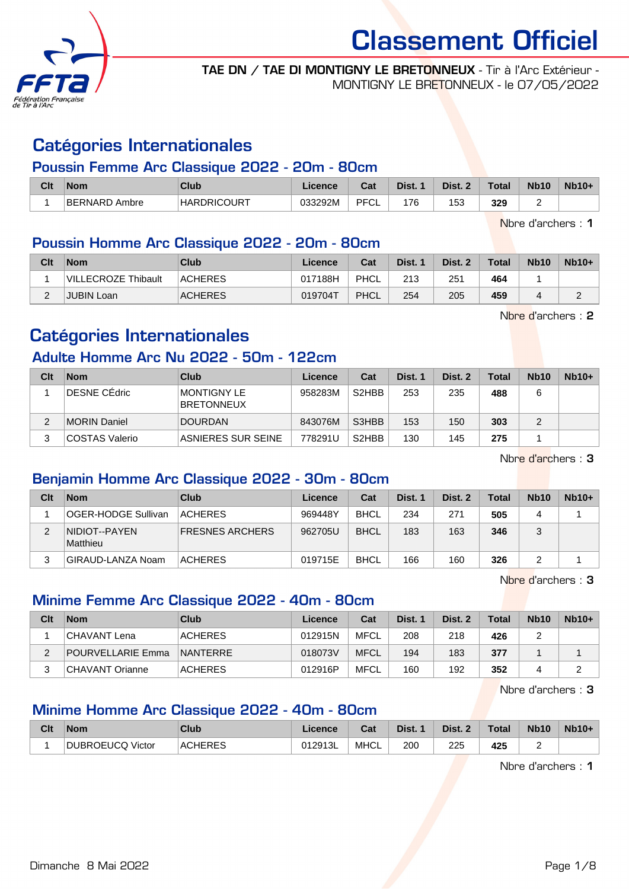# Classement Officiel

**TAE DN / TAE DI MONTIGNY LE BRETONNEUX** - Tir à l'Arc Extérieur - MONTIGNY LE BRETONNEUX - le 07/05/2022

## Catégories Internationales

### Poussin Femme Arc Classique 2022 - 20m - 80cm

| Clt | Nom | Club | Licence | Cat | Dist. 1 | Dist. 2 | Total | Nb10 | Nb10+ |
|---|---|---|---|---|---|---|---|---|---|
| 1 | BERNARD Ambre | HARDRICOURT | 033292M | PFCL | 176 | 153 | **329** | 2 | |

Nbre d'archers : **1**

### Poussin Homme Arc Classique 2022 - 20m - 80cm

| Clt | Nom | Club | Licence | Cat | Dist. 1 | Dist. 2 | Total | Nb10 | Nb10+ |
|---|---|---|---|---|---|---|---|---|---|
| 1 | VILLECROZE Thibault | ACHERES | 017188H | PHCL | 213 | 251 | **464** | 1 | |
| 2 | JUBIN Loan | ACHERES | 019704T | PHCL | 254 | 205 | **459** | 4 | 2 |

Nbre d'archers : **2**

## Catégories Internationales

### Adulte Homme Arc Nu 2022 - 50m - 122cm

| Clt | Nom | Club | Licence | Cat | Dist. 1 | Dist. 2 | Total | Nb10 | Nb10+ |
|---|---|---|---|---|---|---|---|---|---|
| 1 | DESNE CÉdric | MONTIGNY LE BRETONNEUX | 958283M | S2HBB | 253 | 235 | **488** | 6 | |
| 2 | MORIN Daniel | DOURDAN | 843076M | S3HBB | 153 | 150 | **303** | 2 | |
| 3 | COSTAS Valerio | ASNIERES SUR SEINE | 778291U | S2HBB | 130 | 145 | **275** | 1 | |

Nbre d'archers : **3**

### Benjamin Homme Arc Classique 2022 - 30m - 80cm

| Clt | Nom | Club | Licence | Cat | Dist. 1 | Dist. 2 | Total | Nb10 | Nb10+ |
|---|---|---|---|---|---|---|---|---|---|
| 1 | OGER-HODGE Sullivan | ACHERES | 969448Y | BHCL | 234 | 271 | **505** | 4 | 1 |
| 2 | NIDIOT--PAYEN Matthieu | FRESNES ARCHERS | 962705U | BHCL | 183 | 163 | **346** | 3 | |
| 3 | GIRAUD-LANZA Noam | ACHERES | 019715E | BHCL | 166 | 160 | **326** | 2 | 1 |

Nbre d'archers : **3**

### Minime Femme Arc Classique 2022 - 40m - 80cm

| Clt | Nom | Club | Licence | Cat | Dist. 1 | Dist. 2 | Total | Nb10 | Nb10+ |
|---|---|---|---|---|---|---|---|---|---|
| 1 | CHAVANT Lena | ACHERES | 012915N | MFCL | 208 | 218 | **426** | 2 | |
| 2 | POURVELLARIE Emma | NANTERRE | 018073V | MFCL | 194 | 183 | **377** | 1 | 1 |
| 3 | CHAVANT Orianne | ACHERES | 012916P | MFCL | 160 | 192 | **352** | 4 | 2 |

Nbre d'archers : **3**

### Minime Homme Arc Classique 2022 - 40m - 80cm

| Clt | Nom | Club | Licence | Cat | Dist. 1 | Dist. 2 | Total | Nb10 | Nb10+ |
|---|---|---|---|---|---|---|---|---|---|
| 1 | DUBROEUCQ Victor | ACHERES | 012913L | MHCL | 200 | 225 | **425** | 2 | |

Nbre d'archers : **1**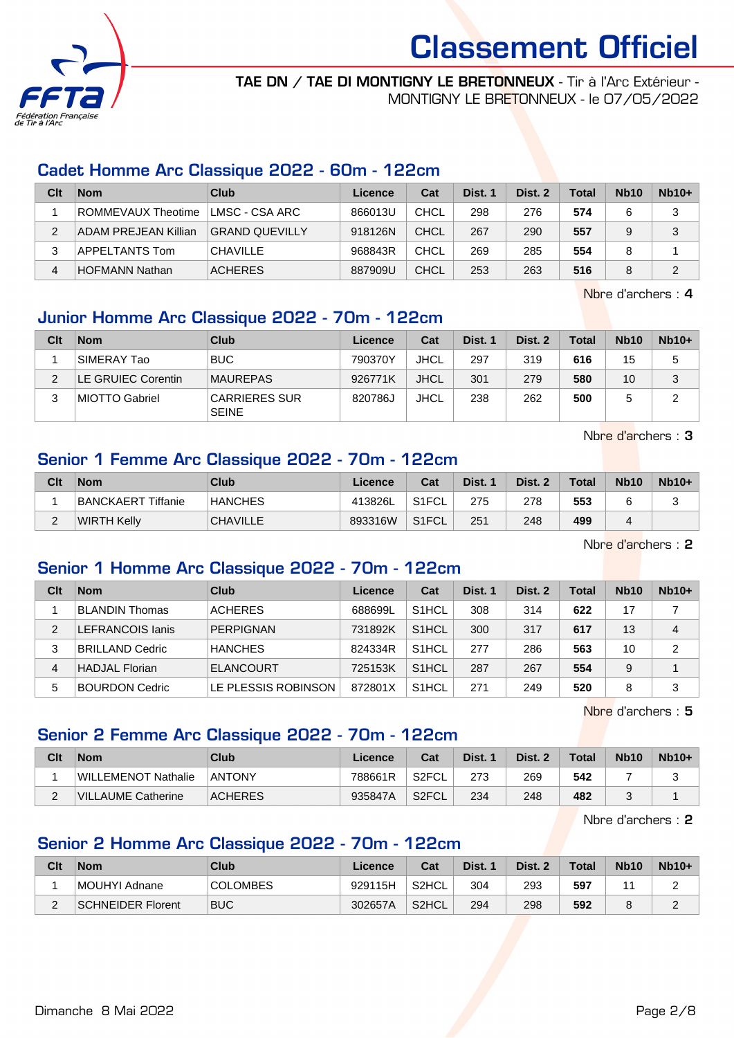# Classement Officiel

**TAE DN / TAE DI MONTIGNY LE BRETONNEUX** - Tir à l'Arc Extérieur - MONTIGNY LE BRETONNEUX - le 07/05/2022

## Cadet Homme Arc Classique 2022 - 60m - 122cm

| Clt | Nom | Club | Licence | Cat | Dist. 1 | Dist. 2 | Total | Nb10 | Nb10+ |
|---|---|---|---|---|---|---|---|---|---|
| 1 | ROMMEVAUX Theotime | LMSC - CSA ARC | 866013U | CHCL | 298 | 276 | **574** | 6 | 3 |
| 2 | ADAM PREJEAN Killian | GRAND QUEVILLY | 918126N | CHCL | 267 | 290 | **557** | 9 | 3 |
| 3 | APPELTANTS Tom | CHAVILLE | 968843R | CHCL | 269 | 285 | **554** | 8 | 1 |
| 4 | HOFMANN Nathan | ACHERES | 887909U | CHCL | 253 | 263 | **516** | 8 | 2 |

Nbre d'archers : **4**

## Junior Homme Arc Classique 2022 - 70m - 122cm

| Clt | Nom | Club | Licence | Cat | Dist. 1 | Dist. 2 | Total | Nb10 | Nb10+ |
|---|---|---|---|---|---|---|---|---|---|
| 1 | SIMERAY Tao | BUC | 790370Y | JHCL | 297 | 319 | **616** | 15 | 5 |
| 2 | LE GRUIEC Corentin | MAUREPAS | 926771K | JHCL | 301 | 279 | **580** | 10 | 3 |
| 3 | MIOTTO Gabriel | CARRIERES SUR SEINE | 820786J | JHCL | 238 | 262 | **500** | 5 | 2 |

Nbre d'archers : **3**

## Senior 1 Femme Arc Classique 2022 - 70m - 122cm

| Clt | Nom | Club | Licence | Cat | Dist. 1 | Dist. 2 | Total | Nb10 | Nb10+ |
|---|---|---|---|---|---|---|---|---|---|
| 1 | BANCKAERT Tiffanie | HANCHES | 413826L | S1FCL | 275 | 278 | **553** | 6 | 3 |
| 2 | WIRTH Kelly | CHAVILLE | 893316W | S1FCL | 251 | 248 | **499** | 4 | |

Nbre d'archers : **2**

## Senior 1 Homme Arc Classique 2022 - 70m - 122cm

| Clt | Nom | Club | Licence | Cat | Dist. 1 | Dist. 2 | Total | Nb10 | Nb10+ |
|---|---|---|---|---|---|---|---|---|---|
| 1 | BLANDIN Thomas | ACHERES | 688699L | S1HCL | 308 | 314 | **622** | 17 | 7 |
| 2 | LEFRANCOIS Ianis | PERPIGNAN | 731892K | S1HCL | 300 | 317 | **617** | 13 | 4 |
| 3 | BRILLAND Cedric | HANCHES | 824334R | S1HCL | 277 | 286 | **563** | 10 | 2 |
| 4 | HADJAL Florian | ELANCOURT | 725153K | S1HCL | 287 | 267 | **554** | 9 | 1 |
| 5 | BOURDON Cedric | LE PLESSIS ROBINSON | 872801X | S1HCL | 271 | 249 | **520** | 8 | 3 |

Nbre d'archers : **5**

## Senior 2 Femme Arc Classique 2022 - 70m - 122cm

| Clt | Nom | Club | Licence | Cat | Dist. 1 | Dist. 2 | Total | Nb10 | Nb10+ |
|---|---|---|---|---|---|---|---|---|---|
| 1 | WILLEMENOT Nathalie | ANTONY | 788661R | S2FCL | 273 | 269 | **542** | 7 | 3 |
| 2 | VILLAUME Catherine | ACHERES | 935847A | S2FCL | 234 | 248 | **482** | 3 | 1 |

Nbre d'archers : **2**

## Senior 2 Homme Arc Classique 2022 - 70m - 122cm

| Clt | Nom | Club | Licence | Cat | Dist. 1 | Dist. 2 | Total | Nb10 | Nb10+ |
|---|---|---|---|---|---|---|---|---|---|
| 1 | MOUHYI Adnane | COLOMBES | 929115H | S2HCL | 304 | 293 | **597** | 11 | 2 |
| 2 | SCHNEIDER Florent | BUC | 302657A | S2HCL | 294 | 298 | **592** | 8 | 2 |

Dimanche 8 Mai 2022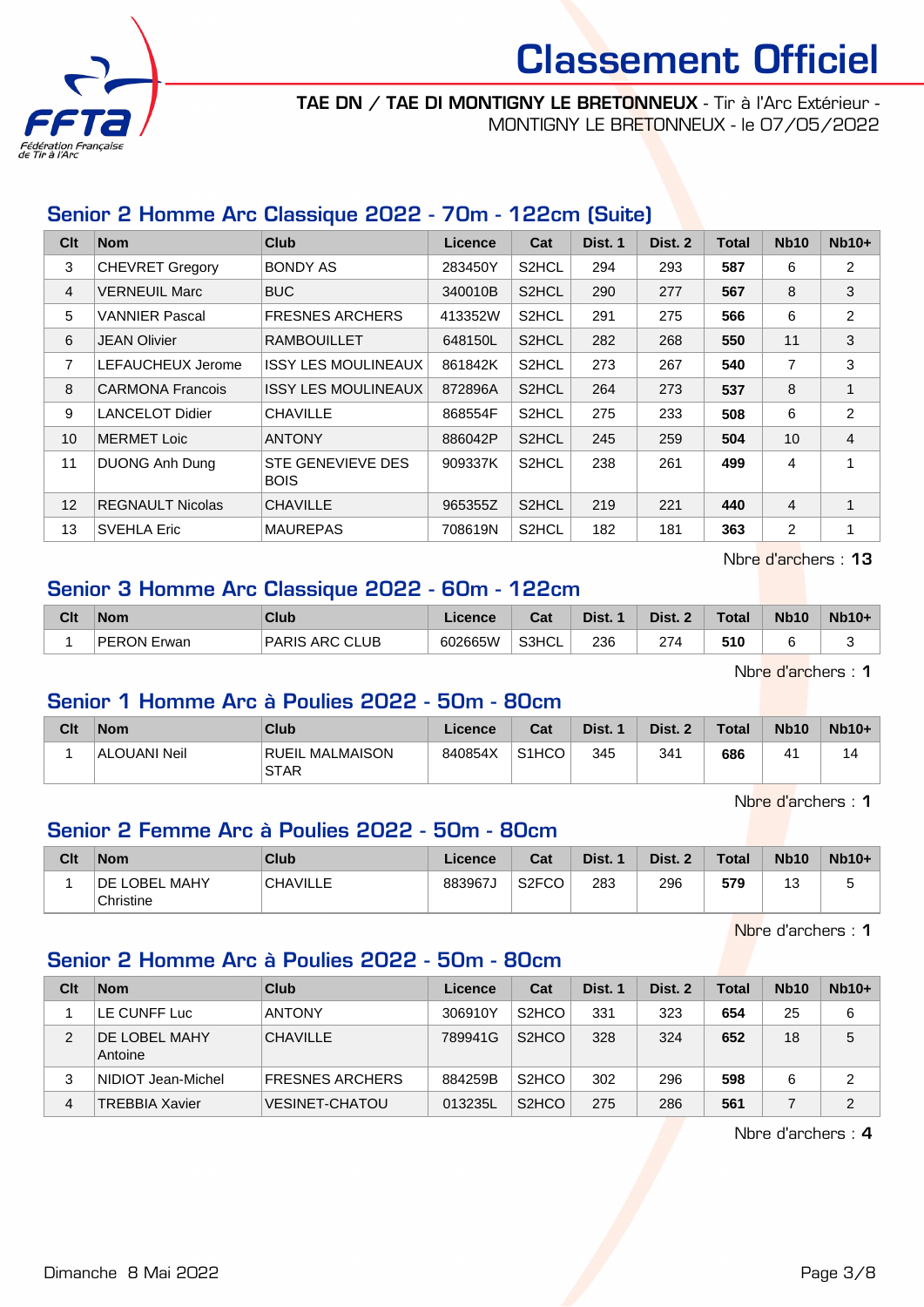# Classement Officiel

**TAE DN / TAE DI MONTIGNY LE BRETONNEUX** - Tir à l'Arc Extérieur - MONTIGNY LE BRETONNEUX - le 07/05/2022

## Senior 2 Homme Arc Classique 2022 - 70m - 122cm (Suite)

| Clt | Nom | Club | Licence | Cat | Dist. 1 | Dist. 2 | Total | Nb10 | Nb10+ |
|---|---|---|---|---|---|---|---|---|---|
| 3 | CHEVRET Gregory | BONDY AS | 283450Y | S2HCL | 294 | 293 | **587** | 6 | 2 |
| 4 | VERNEUIL Marc | BUC | 340010B | S2HCL | 290 | 277 | **567** | 8 | 3 |
| 5 | VANNIER Pascal | FRESNES ARCHERS | 413352W | S2HCL | 291 | 275 | **566** | 6 | 2 |
| 6 | JEAN Olivier | RAMBOUILLET | 648150L | S2HCL | 282 | 268 | **550** | 11 | 3 |
| 7 | LEFAUCHEUX Jerome | ISSY LES MOULINEAUX | 861842K | S2HCL | 273 | 267 | **540** | 7 | 3 |
| 8 | CARMONA Francois | ISSY LES MOULINEAUX | 872896A | S2HCL | 264 | 273 | **537** | 8 | 1 |
| 9 | LANCELOT Didier | CHAVILLE | 868554F | S2HCL | 275 | 233 | **508** | 6 | 2 |
| 10 | MERMET Loic | ANTONY | 886042P | S2HCL | 245 | 259 | **504** | 10 | 4 |
| 11 | DUONG Anh Dung | STE GENEVIEVE DES BOIS | 909337K | S2HCL | 238 | 261 | **499** | 4 | 1 |
| 12 | REGNAULT Nicolas | CHAVILLE | 965355Z | S2HCL | 219 | 221 | **440** | 4 | 1 |
| 13 | SVEHLA Eric | MAUREPAS | 708619N | S2HCL | 182 | 181 | **363** | 2 | 1 |

Nbre d'archers : **13**

## Senior 3 Homme Arc Classique 2022 - 60m - 122cm

| Clt | Nom | Club | Licence | Cat | Dist. 1 | Dist. 2 | Total | Nb10 | Nb10+ |
|---|---|---|---|---|---|---|---|---|---|
| 1 | PERON Erwan | PARIS ARC CLUB | 602665W | S3HCL | 236 | 274 | **510** | 6 | 3 |

Nbre d'archers : **1**

## Senior 1 Homme Arc à Poulies 2022 - 50m - 80cm

| Clt | Nom | Club | Licence | Cat | Dist. 1 | Dist. 2 | Total | Nb10 | Nb10+ |
|---|---|---|---|---|---|---|---|---|---|
| 1 | ALOUANI Neil | RUEIL MALMAISON STAR | 840854X | S1HCO | 345 | 341 | **686** | 41 | 14 |

Nbre d'archers : **1**

## Senior 2 Femme Arc à Poulies 2022 - 50m - 80cm

| Clt | Nom | Club | Licence | Cat | Dist. 1 | Dist. 2 | Total | Nb10 | Nb10+ |
|---|---|---|---|---|---|---|---|---|---|
| 1 | DE LOBEL MAHY Christine | CHAVILLE | 883967J | S2FCO | 283 | 296 | **579** | 13 | 5 |

Nbre d'archers : **1**

## Senior 2 Homme Arc à Poulies 2022 - 50m - 80cm

| Clt | Nom | Club | Licence | Cat | Dist. 1 | Dist. 2 | Total | Nb10 | Nb10+ |
|---|---|---|---|---|---|---|---|---|---|
| 1 | LE CUNFF Luc | ANTONY | 306910Y | S2HCO | 331 | 323 | **654** | 25 | 6 |
| 2 | DE LOBEL MAHY Antoine | CHAVILLE | 789941G | S2HCO | 328 | 324 | **652** | 18 | 5 |
| 3 | NIDIOT Jean-Michel | FRESNES ARCHERS | 884259B | S2HCO | 302 | 296 | **598** | 6 | 2 |
| 4 | TREBBIA Xavier | VESINET-CHATOU | 013235L | S2HCO | 275 | 286 | **561** | 7 | 2 |

Nbre d'archers : **4**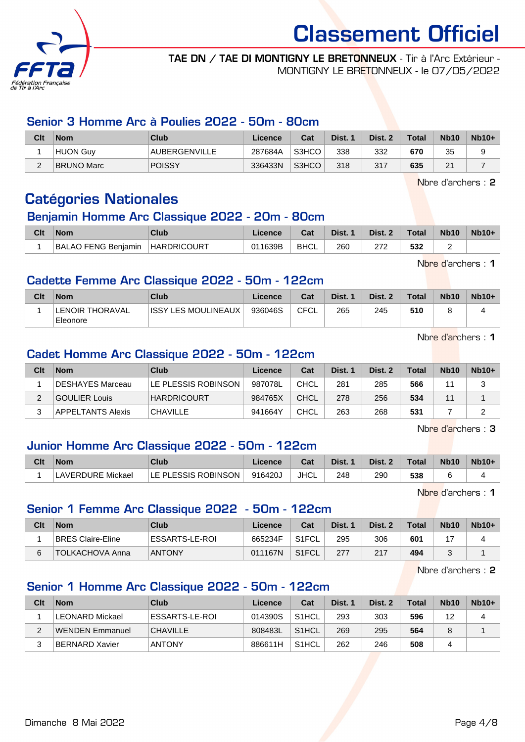# Classement Officiel

**TAE DN / TAE DI MONTIGNY LE BRETONNEUX** - Tir à l'Arc Extérieur - MONTIGNY LE BRETONNEUX - le 07/05/2022

### Senior 3 Homme Arc à Poulies 2022 - 50m - 80cm

| Clt | Nom | Club | Licence | Cat | Dist. 1 | Dist. 2 | Total | Nb10 | Nb10+ |
|---|---|---|---|---|---|---|---|---|---|
| 1 | HUON Guy | AUBERGENVILLE | 287684A | S3HCO | 338 | 332 | **670** | 35 | 9 |
| 2 | BRUNO Marc | POISSY | 336433N | S3HCO | 318 | 317 | **635** | 21 | 7 |

Nbre d'archers : **2**

## Catégories Nationales

### Benjamin Homme Arc Classique 2022 - 20m - 80cm

| Clt | Nom | Club | Licence | Cat | Dist. 1 | Dist. 2 | Total | Nb10 | Nb10+ |
|---|---|---|---|---|---|---|---|---|---|
| 1 | BALAO FENG Benjamin | HARDRICOURT | 011639B | BHCL | 260 | 272 | **532** | 2 | |

Nbre d'archers : **1**

### Cadette Femme Arc Classique 2022 - 50m - 122cm

| Clt | Nom | Club | Licence | Cat | Dist. 1 | Dist. 2 | Total | Nb10 | Nb10+ |
|---|---|---|---|---|---|---|---|---|---|
| 1 | LENOIR THORAVAL Eleonore | ISSY LES MOULINEAUX | 936046S | CFCL | 265 | 245 | **510** | 8 | 4 |

Nbre d'archers : **1**

### Cadet Homme Arc Classique 2022 - 50m - 122cm

| Clt | Nom | Club | Licence | Cat | Dist. 1 | Dist. 2 | Total | Nb10 | Nb10+ |
|---|---|---|---|---|---|---|---|---|---|
| 1 | DESHAYES Marceau | LE PLESSIS ROBINSON | 987078L | CHCL | 281 | 285 | **566** | 11 | 3 |
| 2 | GOULIER Louis | HARDRICOURT | 984765X | CHCL | 278 | 256 | **534** | 11 | 1 |
| 3 | APPELTANTS Alexis | CHAVILLE | 941664Y | CHCL | 263 | 268 | **531** | 7 | 2 |

Nbre d'archers : **3**

### Junior Homme Arc Classique 2022 - 50m - 122cm

| Clt | Nom | Club | Licence | Cat | Dist. 1 | Dist. 2 | Total | Nb10 | Nb10+ |
|---|---|---|---|---|---|---|---|---|---|
| 1 | LAVERDURE Mickael | LE PLESSIS ROBINSON | 916420J | JHCL | 248 | 290 | **538** | 6 | 4 |

Nbre d'archers : **1**

### Senior 1 Femme Arc Classique 2022 - 50m - 122cm

| Clt | Nom | Club | Licence | Cat | Dist. 1 | Dist. 2 | Total | Nb10 | Nb10+ |
|---|---|---|---|---|---|---|---|---|---|
| 1 | BRES Claire-Eline | ESSARTS-LE-ROI | 665234F | S1FCL | 295 | 306 | **601** | 17 | 4 |
| 6 | TOLKACHOVA Anna | ANTONY | 011167N | S1FCL | 277 | 217 | **494** | 3 | 1 |

Nbre d'archers : **2**

### Senior 1 Homme Arc Classique 2022 - 50m - 122cm

| Clt | Nom | Club | Licence | Cat | Dist. 1 | Dist. 2 | Total | Nb10 | Nb10+ |
|---|---|---|---|---|---|---|---|---|---|
| 1 | LEONARD Mickael | ESSARTS-LE-ROI | 014390S | S1HCL | 293 | 303 | **596** | 12 | 4 |
| 2 | WENDEN Emmanuel | CHAVILLE | 808483L | S1HCL | 269 | 295 | **564** | 8 | 1 |
| 3 | BERNARD Xavier | ANTONY | 886611H | S1HCL | 262 | 246 | **508** | 4 | |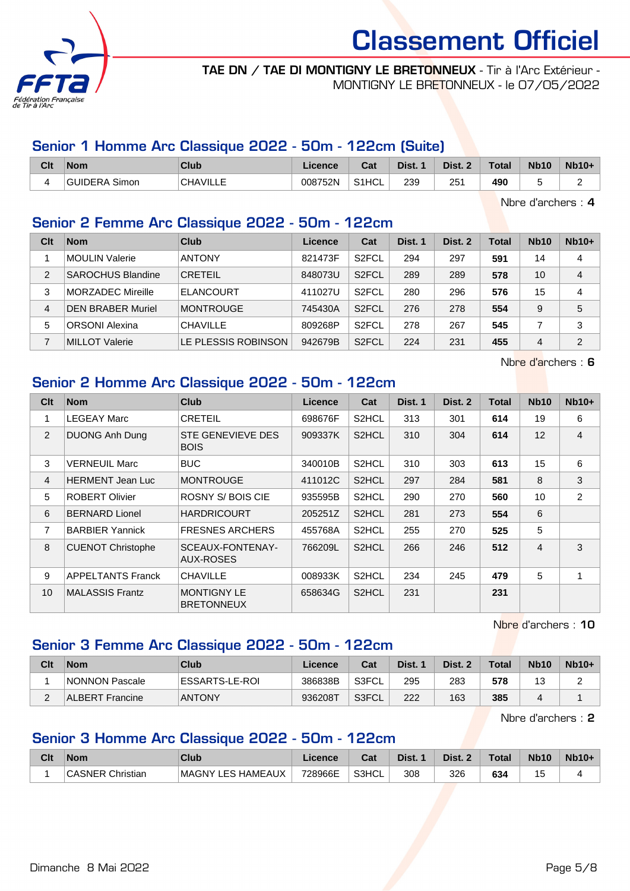# Classement Officiel

**TAE DN / TAE DI MONTIGNY LE BRETONNEUX** - Tir à l'Arc Extérieur - MONTIGNY LE BRETONNEUX - le 07/05/2022

## Senior 1 Homme Arc Classique 2022 - 50m - 122cm (Suite)

| Clt | Nom | Club | Licence | Cat | Dist. 1 | Dist. 2 | Total | Nb10 | Nb10+ |
|---|---|---|---|---|---|---|---|---|---|
| 4 | GUIDERA Simon | CHAVILLE | 008752N | S1HCL | 239 | 251 | **490** | 5 | 2 |

Nbre d'archers : **4**

## Senior 2 Femme Arc Classique 2022 - 50m - 122cm

| Clt | Nom | Club | Licence | Cat | Dist. 1 | Dist. 2 | Total | Nb10 | Nb10+ |
|---|---|---|---|---|---|---|---|---|---|
| 1 | MOULIN Valerie | ANTONY | 821473F | S2FCL | 294 | 297 | **591** | 14 | 4 |
| 2 | SAROCHUS Blandine | CRETEIL | 848073U | S2FCL | 289 | 289 | **578** | 10 | 4 |
| 3 | MORZADEC Mireille | ELANCOURT | 411027U | S2FCL | 280 | 296 | **576** | 15 | 4 |
| 4 | DEN BRABER Muriel | MONTROUGE | 745430A | S2FCL | 276 | 278 | **554** | 9 | 5 |
| 5 | ORSONI Alexina | CHAVILLE | 809268P | S2FCL | 278 | 267 | **545** | 7 | 3 |
| 7 | MILLOT Valerie | LE PLESSIS ROBINSON | 942679B | S2FCL | 224 | 231 | **455** | 4 | 2 |

Nbre d'archers : **6**

## Senior 2 Homme Arc Classique 2022 - 50m - 122cm

| Clt | Nom | Club | Licence | Cat | Dist. 1 | Dist. 2 | Total | Nb10 | Nb10+ |
|---|---|---|---|---|---|---|---|---|---|
| 1 | LEGEAY Marc | CRETEIL | 698676F | S2HCL | 313 | 301 | **614** | 19 | 6 |
| 2 | DUONG Anh Dung | STE GENEVIEVE DES BOIS | 909337K | S2HCL | 310 | 304 | **614** | 12 | 4 |
| 3 | VERNEUIL Marc | BUC | 340010B | S2HCL | 310 | 303 | **613** | 15 | 6 |
| 4 | HERMENT Jean Luc | MONTROUGE | 411012C | S2HCL | 297 | 284 | **581** | 8 | 3 |
| 5 | ROBERT Olivier | ROSNY S/ BOIS CIE | 935595B | S2HCL | 290 | 270 | **560** | 10 | 2 |
| 6 | BERNARD Lionel | HARDRICOURT | 205251Z | S2HCL | 281 | 273 | **554** | 6 | |
| 7 | BARBIER Yannick | FRESNES ARCHERS | 455768A | S2HCL | 255 | 270 | **525** | 5 | |
| 8 | CUENOT Christophe | SCEAUX-FONTENAY-AUX-ROSES | 766209L | S2HCL | 266 | 246 | **512** | 4 | 3 |
| 9 | APPELTANTS Franck | CHAVILLE | 008933K | S2HCL | 234 | 245 | **479** | 5 | 1 |
| 10 | MALASSIS Frantz | MONTIGNY LE BRETONNEUX | 658634G | S2HCL | 231 | | **231** | | |

Nbre d'archers : **10**

## Senior 3 Femme Arc Classique 2022 - 50m - 122cm

| Clt | Nom | Club | Licence | Cat | Dist. 1 | Dist. 2 | Total | Nb10 | Nb10+ |
|---|---|---|---|---|---|---|---|---|---|
| 1 | NONNON Pascale | ESSARTS-LE-ROI | 386838B | S3FCL | 295 | 283 | **578** | 13 | 2 |
| 2 | ALBERT Francine | ANTONY | 936208T | S3FCL | 222 | 163 | **385** | 4 | 1 |

Nbre d'archers : **2**

## Senior 3 Homme Arc Classique 2022 - 50m - 122cm

| Clt | Nom | Club | Licence | Cat | Dist. 1 | Dist. 2 | Total | Nb10 | Nb10+ |
|---|---|---|---|---|---|---|---|---|---|
| 1 | CASNER Christian | MAGNY LES HAMEAUX | 728966E | S3HCL | 308 | 326 | **634** | 15 | 4 |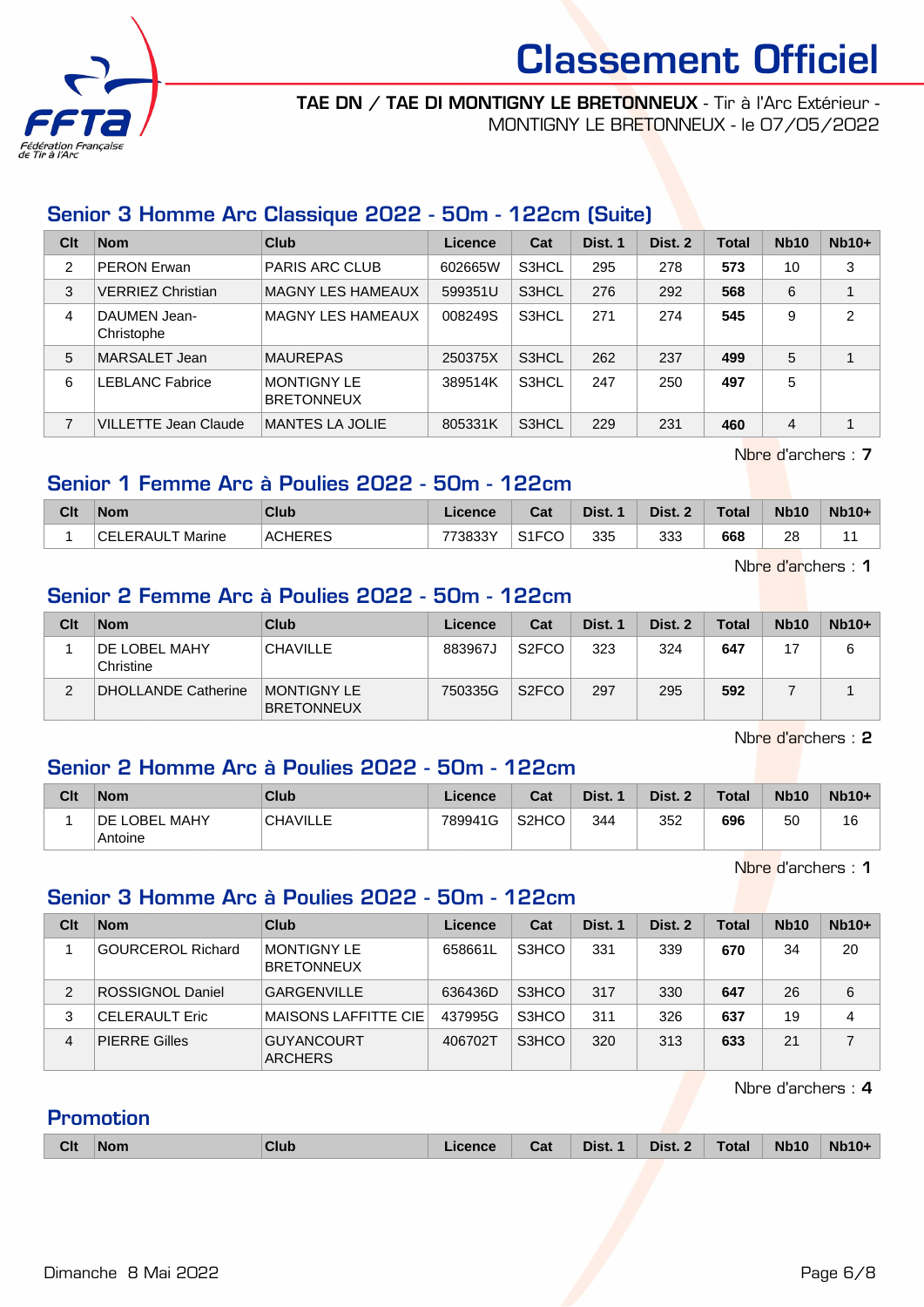# Classement Officiel

**TAE DN / TAE DI MONTIGNY LE BRETONNEUX** - Tir à l'Arc Extérieur - MONTIGNY LE BRETONNEUX - le 07/05/2022

## Senior 3 Homme Arc Classique 2022 - 50m - 122cm (Suite)

| Clt | Nom | Club | Licence | Cat | Dist. 1 | Dist. 2 | Total | Nb10 | Nb10+ |
|---|---|---|---|---|---|---|---|---|---|
| 2 | PERON Erwan | PARIS ARC CLUB | 602665W | S3HCL | 295 | 278 | **573** | 10 | 3 |
| 3 | VERRIEZ Christian | MAGNY LES HAMEAUX | 599351U | S3HCL | 276 | 292 | **568** | 6 | 1 |
| 4 | DAUMEN Jean-Christophe | MAGNY LES HAMEAUX | 008249S | S3HCL | 271 | 274 | **545** | 9 | 2 |
| 5 | MARSALET Jean | MAUREPAS | 250375X | S3HCL | 262 | 237 | **499** | 5 | 1 |
| 6 | LEBLANC Fabrice | MONTIGNY LE BRETONNEUX | 389514K | S3HCL | 247 | 250 | **497** | 5 | |
| 7 | VILLETTE Jean Claude | MANTES LA JOLIE | 805331K | S3HCL | 229 | 231 | **460** | 4 | 1 |

Nbre d'archers : **7**

## Senior 1 Femme Arc à Poulies 2022 - 50m - 122cm

| Clt | Nom | Club | Licence | Cat | Dist. 1 | Dist. 2 | Total | Nb10 | Nb10+ |
|---|---|---|---|---|---|---|---|---|---|
| 1 | CELERAULT Marine | ACHERES | 773833Y | S1FCO | 335 | 333 | **668** | 28 | 11 |

Nbre d'archers : **1**

## Senior 2 Femme Arc à Poulies 2022 - 50m - 122cm

| Clt | Nom | Club | Licence | Cat | Dist. 1 | Dist. 2 | Total | Nb10 | Nb10+ |
|---|---|---|---|---|---|---|---|---|---|
| 1 | DE LOBEL MAHY Christine | CHAVILLE | 883967J | S2FCO | 323 | 324 | **647** | 17 | 6 |
| 2 | DHOLLANDE Catherine | MONTIGNY LE BRETONNEUX | 750335G | S2FCO | 297 | 295 | **592** | 7 | 1 |

Nbre d'archers : **2**

## Senior 2 Homme Arc à Poulies 2022 - 50m - 122cm

| Clt | Nom | Club | Licence | Cat | Dist. 1 | Dist. 2 | Total | Nb10 | Nb10+ |
|---|---|---|---|---|---|---|---|---|---|
| 1 | DE LOBEL MAHY Antoine | CHAVILLE | 789941G | S2HCO | 344 | 352 | **696** | 50 | 16 |

Nbre d'archers : **1**

## Senior 3 Homme Arc à Poulies 2022 - 50m - 122cm

| Clt | Nom | Club | Licence | Cat | Dist. 1 | Dist. 2 | Total | Nb10 | Nb10+ |
|---|---|---|---|---|---|---|---|---|---|
| 1 | GOURCEROL Richard | MONTIGNY LE BRETONNEUX | 658661L | S3HCO | 331 | 339 | **670** | 34 | 20 |
| 2 | ROSSIGNOL Daniel | GARGENVILLE | 636436D | S3HCO | 317 | 330 | **647** | 26 | 6 |
| 3 | CELERAULT Eric | MAISONS LAFFITTE CIE | 437995G | S3HCO | 311 | 326 | **637** | 19 | 4 |
| 4 | PIERRE Gilles | GUYANCOURT ARCHERS | 406702T | S3HCO | 320 | 313 | **633** | 21 | 7 |

Nbre d'archers : **4**

## Promotion

| Clt | Nom | Club | Licence | Cat | Dist. 1 | Dist. 2 | Total | Nb10 | Nb10+ |
|---|---|---|---|---|---|---|---|---|---|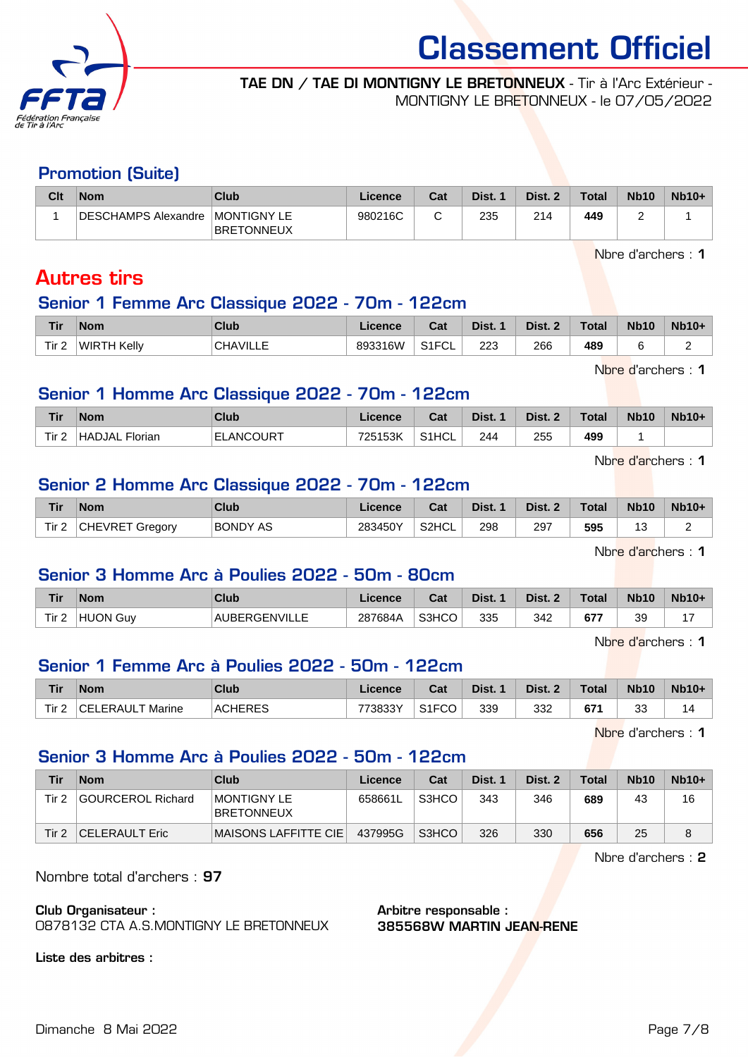# Classement Officiel

**TAE DN / TAE DI MONTIGNY LE BRETONNEUX** - Tir à l'Arc Extérieur - MONTIGNY LE BRETONNEUX - le 07/05/2022

## Promotion (Suite)

| Clt | Nom | Club | Licence | Cat | Dist. 1 | Dist. 2 | Total | Nb10 | Nb10+ |
|---|---|---|---|---|---|---|---|---|---|
| 1 | DESCHAMPS Alexandre | MONTIGNY LE BRETONNEUX | 980216C | C | 235 | 214 | **449** | 2 | 1 |

Nbre d'archers : **1**

# Autres tirs

## Senior 1 Femme Arc Classique 2022 - 70m - 122cm

| Tir | Nom | Club | Licence | Cat | Dist. 1 | Dist. 2 | Total | Nb10 | Nb10+ |
|---|---|---|---|---|---|---|---|---|---|
| Tir 2 | WIRTH Kelly | CHAVILLE | 893316W | S1FCL | 223 | 266 | **489** | 6 | 2 |

Nbre d'archers : **1**

## Senior 1 Homme Arc Classique 2022 - 70m - 122cm

| Tir | Nom | Club | Licence | Cat | Dist. 1 | Dist. 2 | Total | Nb10 | Nb10+ |
|---|---|---|---|---|---|---|---|---|---|
| Tir 2 | HADJAL Florian | ELANCOURT | 725153K | S1HCL | 244 | 255 | **499** | 1 | |

Nbre d'archers : **1**

## Senior 2 Homme Arc Classique 2022 - 70m - 122cm

| Tir | Nom | Club | Licence | Cat | Dist. 1 | Dist. 2 | Total | Nb10 | Nb10+ |
|---|---|---|---|---|---|---|---|---|---|
| Tir 2 | CHEVRET Gregory | BONDY AS | 283450Y | S2HCL | 298 | 297 | **595** | 13 | 2 |

Nbre d'archers : **1**

## Senior 3 Homme Arc à Poulies 2022 - 50m - 80cm

| Tir | Nom | Club | Licence | Cat | Dist. 1 | Dist. 2 | Total | Nb10 | Nb10+ |
|---|---|---|---|---|---|---|---|---|---|
| Tir 2 | HUON Guy | AUBERGENVILLE | 287684A | S3HCO | 335 | 342 | **677** | 39 | 17 |

Nbre d'archers : **1**

## Senior 1 Femme Arc à Poulies 2022 - 50m - 122cm

| Tir | Nom | Club | Licence | Cat | Dist. 1 | Dist. 2 | Total | Nb10 | Nb10+ |
|---|---|---|---|---|---|---|---|---|---|
| Tir 2 | CELERAULT Marine | ACHERES | 773833Y | S1FCO | 339 | 332 | **671** | 33 | 14 |

Nbre d'archers : **1**

## Senior 3 Homme Arc à Poulies 2022 - 50m - 122cm

| Tir | Nom | Club | Licence | Cat | Dist. 1 | Dist. 2 | Total | Nb10 | Nb10+ |
|---|---|---|---|---|---|---|---|---|---|
| Tir 2 | GOURCEROL Richard | MONTIGNY LE BRETONNEUX | 658661L | S3HCO | 343 | 346 | **689** | 43 | 16 |
| Tir 2 | CELERAULT Eric | MAISONS LAFFITTE CIE | 437995G | S3HCO | 326 | 330 | **656** | 25 | 8 |

Nbre d'archers : **2**

Nombre total d'archers : **97**

**Club Organisateur :**
0878132 CTA A.S.MONTIGNY LE BRETONNEUX

**Arbitre responsable :**
**385568W MARTIN JEAN-RENE**

**Liste des arbitres :**

Dimanche 8 Mai 2022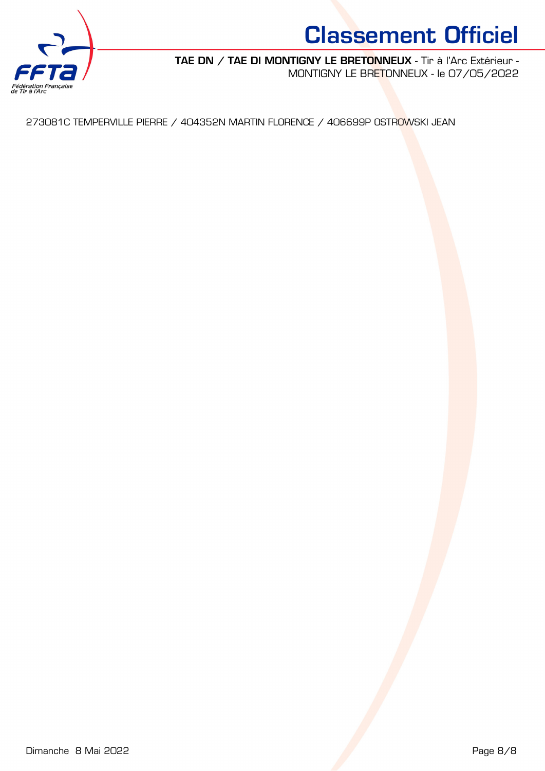273081C TEMPERVILLE PIERRE / 404352N MARTIN FLORENCE / 406699P OSTROWSKI JEAN